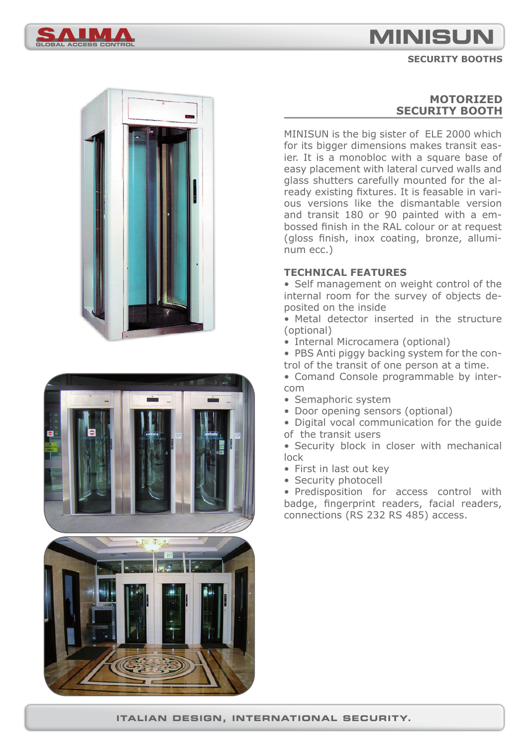# MINISUN

## SECURITY BOOTHS

### MOTORIZED SECURITY BOOTH

MINISUN is the big sister of ELE 2000 which for its bigger dimensions makes transit easier. It is a monobloc with a square base of easy placement with lateral curved walls and glass shutters carefully mounted for the already existing fixtures. It is feasable in various versions like the dismantable version and transit 180 or 90 painted with a embossed finish in the RAL colour or at request (gloss finish, inox coating, bronze, allumінum ecc.)

**TECHNICAL FEATURES**

- Self management on weight control of the internal room for the survey of objects deposited on the inside
- Metal detector inserted in the structure (optional)
- Internal Microcamera (optional)
- PBS Anti piggy backing system for the control of the transit of one person at a time.
- Comand Console programmable by intercom
- Semaphoric system
- Door opening sensors (optional)
- Digital vocal communication for the guide of the transit users
- Security block in closer with mechanical lock
- First in last out key
- Security photocell
- Predisposition for access control with badge, fingerprint readers, facial readers, connections (RS 232 RS 485) access.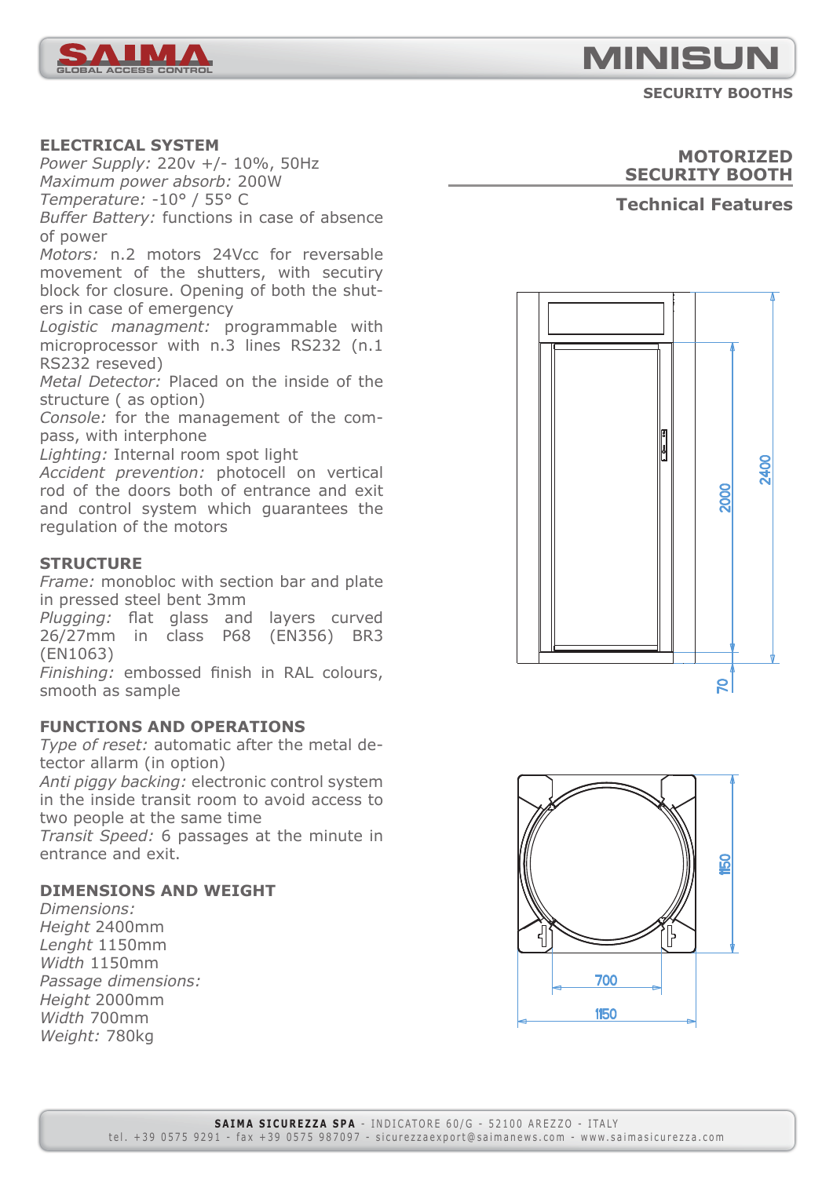# MINISUN

**SECURITY BOOTHS**

## MOTORIZED SECURITY BOOTH

### Technical Features

2400
2000
70

1150
700
1150

## ELECTRICAL SYSTEM

*Power Supply:* 220v +/- 10%, 50Hz
*Maximum power absorb:* 200W
*Temperature:* -10° / 55° C
*Buffer Battery:* functions in case of absence of power
*Motors:* n.2 motors 24Vcc for reversable movement of the shutters, with secutiry block for closure. Opening of both the shutters in case of emergency
*Logistic managment:* programmable with microprocessor with n.3 lines RS232 (n.1 RS232 reseved)
*Metal Detector:* Placed on the inside of the structure ( as option)
*Console:* for the management of the compass, with interphone
*Lighting:* Internal room spot light
*Accident prevention:* photocell on vertical rod of the doors both of entrance and exit and control system which guarantees the regulation of the motors

## STRUCTURE

*Frame:* monobloc with section bar and plate in pressed steel bent 3mm
*Plugging:* flat glass and layers curved 26/27mm in class P68 (EN356) BR3 (EN1063)
*Finishing:* embossed finish in RAL colours, smooth as sample

## FUNCTIONS AND OPERATIONS

*Type of reset:* automatic after the metal detector allarm (in option)
*Anti piggy backing:* electronic control system in the inside transit room to avoid access to two people at the same time
*Transit Speed:* 6 passages at the minute in entrance and exit.

## DIMENSIONS AND WEIGHT

*Dimensions:*
*Height* 2400mm
*Lenght* 1150mm
*Width* 1150mm
*Passage dimensions:*
*Height* 2000mm
*Width* 700mm
*Weight:* 780kg

**SAIMA SICUREZZA SPA** - INDICATORE 60/G - 52100 AREZZO - ITALY
tel. +39 0575 9291 - fax +39 0575 987097 - sicurezzaexport@saimanews.com - www.saimasicurezza.com